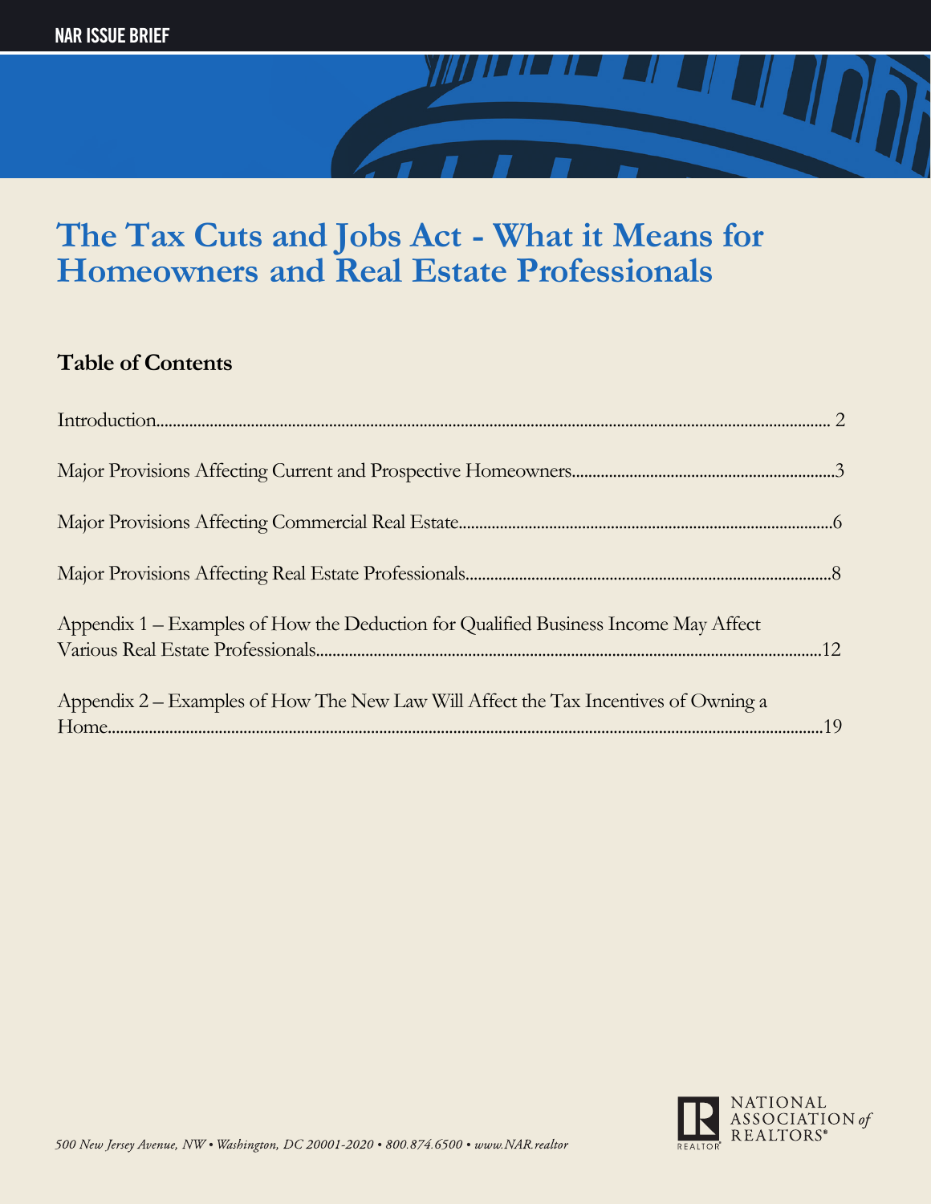NAR ISSUE BRIEF

# The Tax Cuts and Jobs Act - What it Means for Homeowners and Real Estate Professionals

## Table of Contents

Introduction........................................................................................................................................................ 2

Major Provisions Affecting Current and Prospective Homeowners................................................................3

Major Provisions Affecting Commercial Real Estate...........................................................................................6

Major Provisions Affecting Real Estate Professionals........................................................................................8

Appendix 1 – Examples of How the Deduction for Qualified Business Income May Affect Various Real Estate Professionals..........................................................................................................................12

Appendix 2 – Examples of How The New Law Will Affect the Tax Incentives of Owning a Home.........................................................................................................................................................................19

NATIONAL ASSOCIATION *of* REALTORS®

*500 New Jersey Avenue, NW • Washington, DC 20001-2020 • 800.874.6500 • www.NAR.realtor*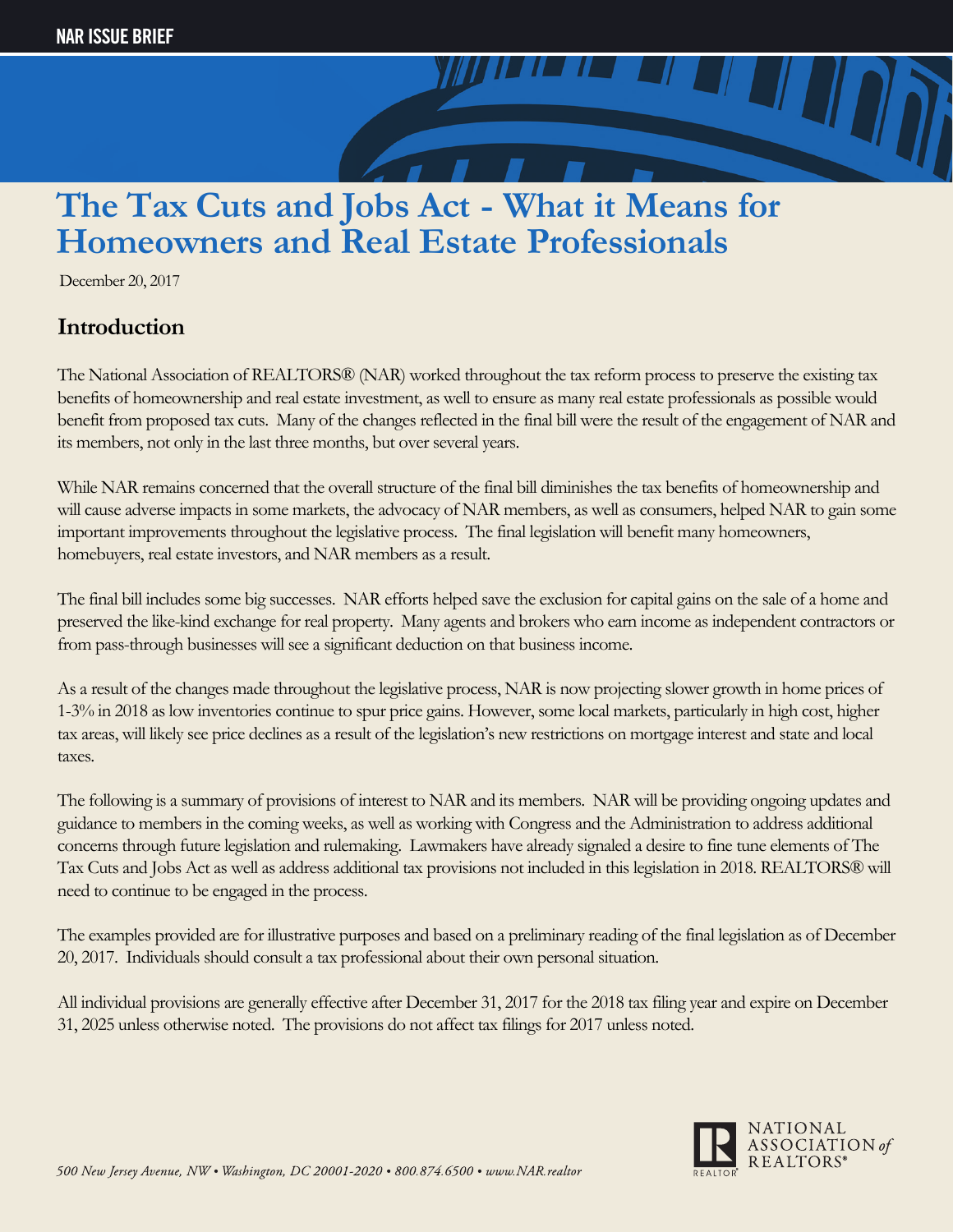NAR ISSUE BRIEF

# The Tax Cuts and Jobs Act - What it Means for Homeowners and Real Estate Professionals

December 20, 2017

## Introduction

The National Association of REALTORS® (NAR) worked throughout the tax reform process to preserve the existing tax benefits of homeownership and real estate investment, as well to ensure as many real estate professionals as possible would benefit from proposed tax cuts. Many of the changes reflected in the final bill were the result of the engagement of NAR and its members, not only in the last three months, but over several years.

While NAR remains concerned that the overall structure of the final bill diminishes the tax benefits of homeownership and will cause adverse impacts in some markets, the advocacy of NAR members, as well as consumers, helped NAR to gain some important improvements throughout the legislative process. The final legislation will benefit many homeowners, homebuyers, real estate investors, and NAR members as a result.

The final bill includes some big successes. NAR efforts helped save the exclusion for capital gains on the sale of a home and preserved the like-kind exchange for real property. Many agents and brokers who earn income as independent contractors or from pass-through businesses will see a significant deduction on that business income.

As a result of the changes made throughout the legislative process, NAR is now projecting slower growth in home prices of 1-3% in 2018 as low inventories continue to spur price gains. However, some local markets, particularly in high cost, higher tax areas, will likely see price declines as a result of the legislation's new restrictions on mortgage interest and state and local taxes.

The following is a summary of provisions of interest to NAR and its members. NAR will be providing ongoing updates and guidance to members in the coming weeks, as well as working with Congress and the Administration to address additional concerns through future legislation and rulemaking. Lawmakers have already signaled a desire to fine tune elements of The Tax Cuts and Jobs Act as well as address additional tax provisions not included in this legislation in 2018. REALTORS® will need to continue to be engaged in the process.

The examples provided are for illustrative purposes and based on a preliminary reading of the final legislation as of December 20, 2017. Individuals should consult a tax professional about their own personal situation.

All individual provisions are generally effective after December 31, 2017 for the 2018 tax filing year and expire on December 31, 2025 unless otherwise noted. The provisions do not affect tax filings for 2017 unless noted.

*500 New Jersey Avenue, NW • Washington, DC 20001-2020 • 800.874.6500 • www.NAR.realtor*

NATIONAL ASSOCIATION *of* REALTORS®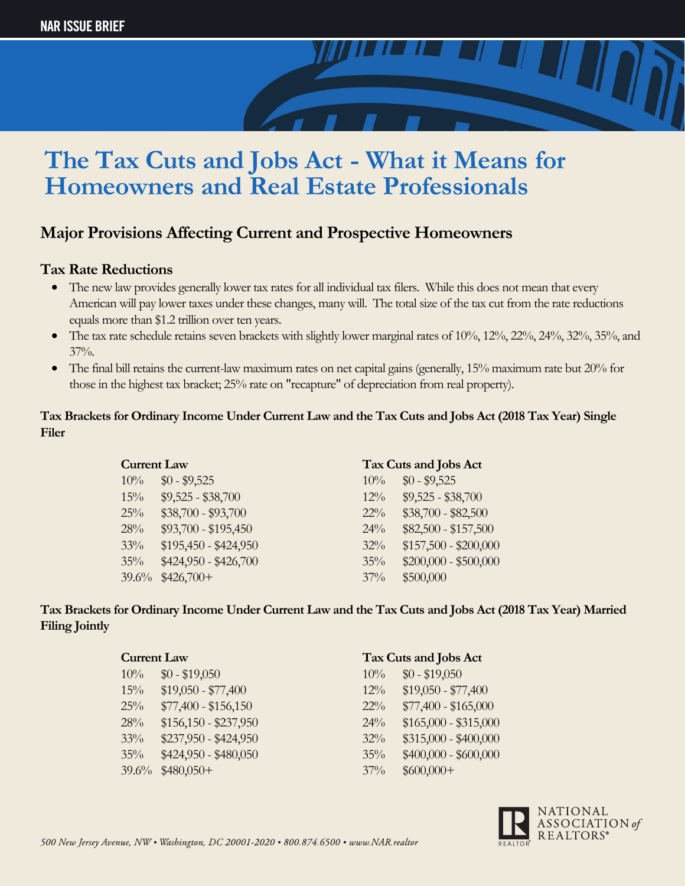NAR ISSUE BRIEF

# The Tax Cuts and Jobs Act - What it Means for Homeowners and Real Estate Professionals

## Major Provisions Affecting Current and Prospective Homeowners

### Tax Rate Reductions

- The new law provides generally lower tax rates for all individual tax filers. While this does not mean that every American will pay lower taxes under these changes, many will. The total size of the tax cut from the rate reductions equals more than $1.2 trillion over ten years.
- The tax rate schedule retains seven brackets with slightly lower marginal rates of 10%, 12%, 22%, 24%, 32%, 35%, and 37%.
- The final bill retains the current-law maximum rates on net capital gains (generally, 15% maximum rate but 20% for those in the highest tax bracket; 25% rate on "recapture" of depreciation from real property).

**Tax Brackets for Ordinary Income Under Current Law and the Tax Cuts and Jobs Act (2018 Tax Year) Single Filer**

| Current Law | | Tax Cuts and Jobs Act | |
|---|---|---|---|
| 10% | $0 - $9,525 | 10% | $0 - $9,525 |
| 15% | $9,525 - $38,700 | 12% | $9,525 - $38,700 |
| 25% | $38,700 - $93,700 | 22% | $38,700 - $82,500 |
| 28% | $93,700 - $195,450 | 24% | $82,500 - $157,500 |
| 33% | $195,450 - $424,950 | 32% | $157,500 - $200,000 |
| 35% | $424,950 - $426,700 | 35% | $200,000 - $500,000 |
| 39.6% | $426,700+ | 37% | $500,000 |

**Tax Brackets for Ordinary Income Under Current Law and the Tax Cuts and Jobs Act (2018 Tax Year) Married Filing Jointly**

| Current Law | | Tax Cuts and Jobs Act | |
|---|---|---|---|
| 10% | $0 - $19,050 | 10% | $0 - $19,050 |
| 15% | $19,050 - $77,400 | 12% | $19,050 - $77,400 |
| 25% | $77,400 - $156,150 | 22% | $77,400 - $165,000 |
| 28% | $156,150 - $237,950 | 24% | $165,000 - $315,000 |
| 33% | $237,950 - $424,950 | 32% | $315,000 - $400,000 |
| 35% | $424,950 - $480,050 | 35% | $400,000 - $600,000 |
| 39.6% | $480,050+ | 37% | $600,000+ |

*500 New Jersey Avenue, NW • Washington, DC 20001-2020 • 800.874.6500 • www.NAR.realtor*

NATIONAL ASSOCIATION *of* REALTORS®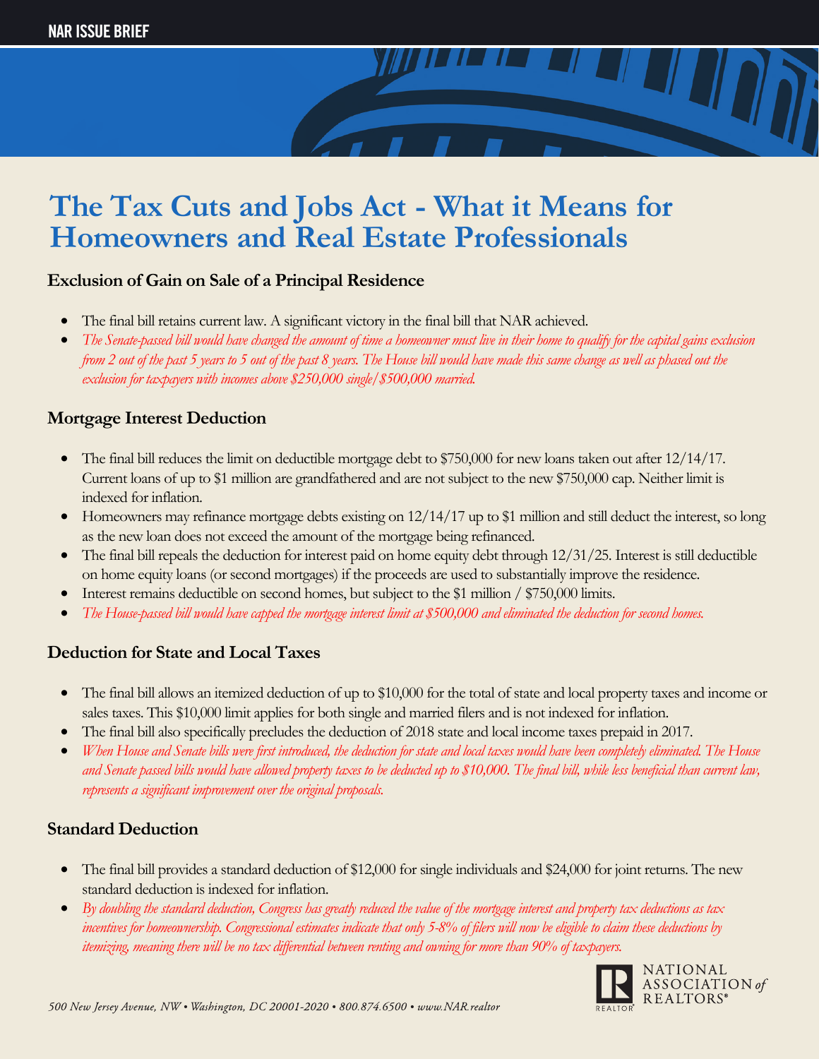NAR ISSUE BRIEF

# The Tax Cuts and Jobs Act - What it Means for Homeowners and Real Estate Professionals

### Exclusion of Gain on Sale of a Principal Residence

- The final bill retains current law. A significant victory in the final bill that NAR achieved.
- *The Senate-passed bill would have changed the amount of time a homeowner must live in their home to qualify for the capital gains exclusion from 2 out of the past 5 years to 5 out of the past 8 years. The House bill would have made this same change as well as phased out the exclusion for taxpayers with incomes above $250,000 single/$500,000 married.*

### Mortgage Interest Deduction

- The final bill reduces the limit on deductible mortgage debt to $750,000 for new loans taken out after 12/14/17. Current loans of up to $1 million are grandfathered and are not subject to the new $750,000 cap. Neither limit is indexed for inflation.
- Homeowners may refinance mortgage debts existing on 12/14/17 up to $1 million and still deduct the interest, so long as the new loan does not exceed the amount of the mortgage being refinanced.
- The final bill repeals the deduction for interest paid on home equity debt through 12/31/25. Interest is still deductible on home equity loans (or second mortgages) if the proceeds are used to substantially improve the residence.
- Interest remains deductible on second homes, but subject to the $1 million / $750,000 limits.
- *The House-passed bill would have capped the mortgage interest limit at $500,000 and eliminated the deduction for second homes.*

### Deduction for State and Local Taxes

- The final bill allows an itemized deduction of up to $10,000 for the total of state and local property taxes and income or sales taxes. This $10,000 limit applies for both single and married filers and is not indexed for inflation.
- The final bill also specifically precludes the deduction of 2018 state and local income taxes prepaid in 2017.
- *When House and Senate bills were first introduced, the deduction for state and local taxes would have been completely eliminated. The House and Senate passed bills would have allowed property taxes to be deducted up to $10,000. The final bill, while less beneficial than current law, represents a significant improvement over the original proposals.*

### Standard Deduction

- The final bill provides a standard deduction of $12,000 for single individuals and $24,000 for joint returns. The new standard deduction is indexed for inflation.
- *By doubling the standard deduction, Congress has greatly reduced the value of the mortgage interest and property tax deductions as tax incentives for homeownership. Congressional estimates indicate that only 5-8% of filers will now be eligible to claim these deductions by itemizing, meaning there will be no tax differential between renting and owning for more than 90% of taxpayers.*

NATIONAL ASSOCIATION *of* REALTORS®

*500 New Jersey Avenue, NW • Washington, DC 20001-2020 • 800.874.6500 • www.NAR.realtor*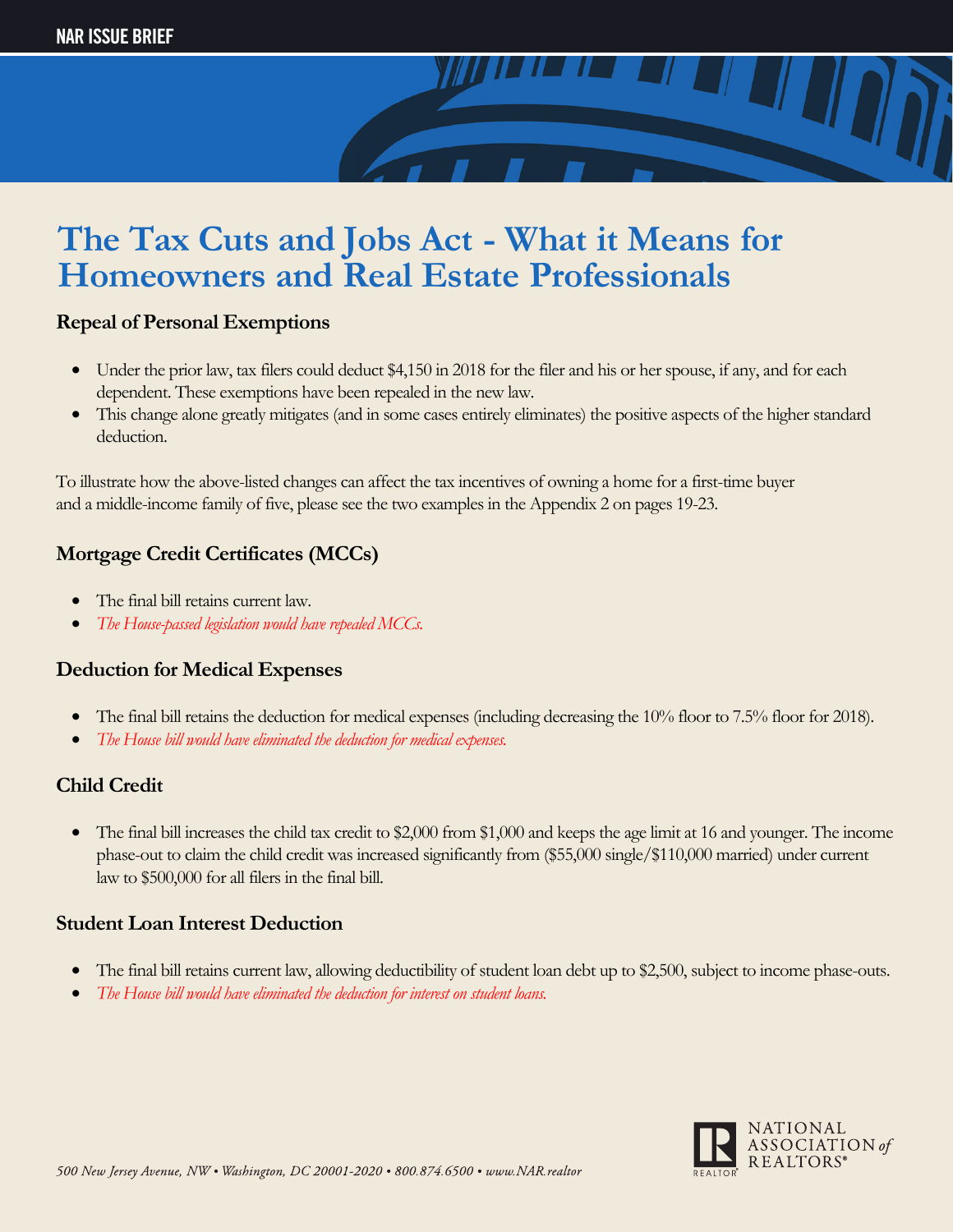# The Tax Cuts and Jobs Act - What it Means for Homeowners and Real Estate Professionals

### Repeal of Personal Exemptions

- Under the prior law, tax filers could deduct $4,150 in 2018 for the filer and his or her spouse, if any, and for each dependent. These exemptions have been repealed in the new law.
- This change alone greatly mitigates (and in some cases entirely eliminates) the positive aspects of the higher standard deduction.

To illustrate how the above-listed changes can affect the tax incentives of owning a home for a first-time buyer and a middle-income family of five, please see the two examples in the Appendix 2 on pages 19-23.

### Mortgage Credit Certificates (MCCs)

- The final bill retains current law.
- *The House-passed legislation would have repealed MCCs.*

### Deduction for Medical Expenses

- The final bill retains the deduction for medical expenses (including decreasing the 10% floor to 7.5% floor for 2018).
- *The House bill would have eliminated the deduction for medical expenses.*

### Child Credit

- The final bill increases the child tax credit to $2,000 from $1,000 and keeps the age limit at 16 and younger. The income phase-out to claim the child credit was increased significantly from ($55,000 single/$110,000 married) under current law to $500,000 for all filers in the final bill.

### Student Loan Interest Deduction

- The final bill retains current law, allowing deductibility of student loan debt up to $2,500, subject to income phase-outs.
- *The House bill would have eliminated the deduction for interest on student loans.*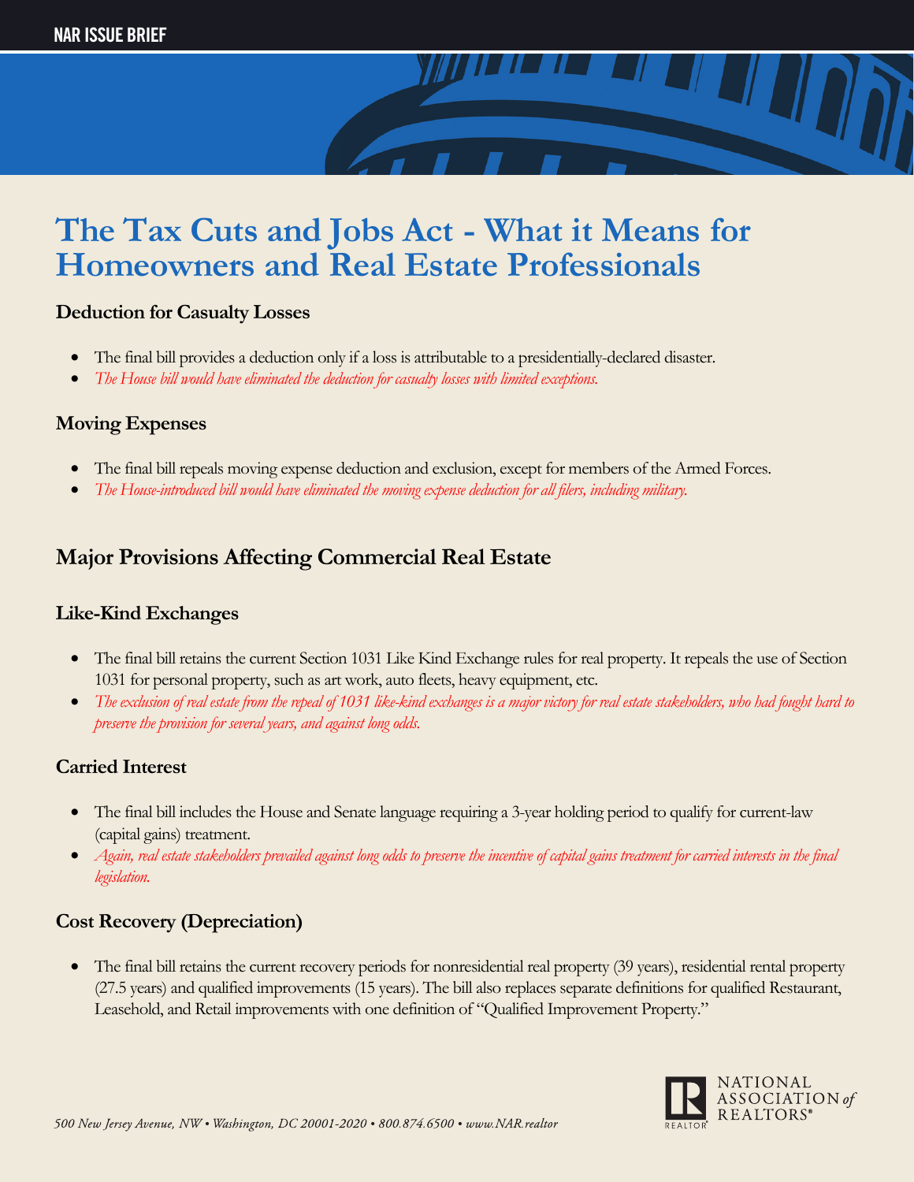# The Tax Cuts and Jobs Act - What it Means for Homeowners and Real Estate Professionals

### Deduction for Casualty Losses

- The final bill provides a deduction only if a loss is attributable to a presidentially-declared disaster.
- *The House bill would have eliminated the deduction for casualty losses with limited exceptions.*

### Moving Expenses

- The final bill repeals moving expense deduction and exclusion, except for members of the Armed Forces.
- *The House-introduced bill would have eliminated the moving expense deduction for all filers, including military.*

## Major Provisions Affecting Commercial Real Estate

### Like-Kind Exchanges

- The final bill retains the current Section 1031 Like Kind Exchange rules for real property. It repeals the use of Section 1031 for personal property, such as art work, auto fleets, heavy equipment, etc.
- *The exclusion of real estate from the repeal of 1031 like-kind exchanges is a major victory for real estate stakeholders, who had fought hard to preserve the provision for several years, and against long odds.*

### Carried Interest

- The final bill includes the House and Senate language requiring a 3-year holding period to qualify for current-law (capital gains) treatment.
- *Again, real estate stakeholders prevailed against long odds to preserve the incentive of capital gains treatment for carried interests in the final legislation.*

### Cost Recovery (Depreciation)

- The final bill retains the current recovery periods for nonresidential real property (39 years), residential rental property (27.5 years) and qualified improvements (15 years). The bill also replaces separate definitions for qualified Restaurant, Leasehold, and Retail improvements with one definition of "Qualified Improvement Property."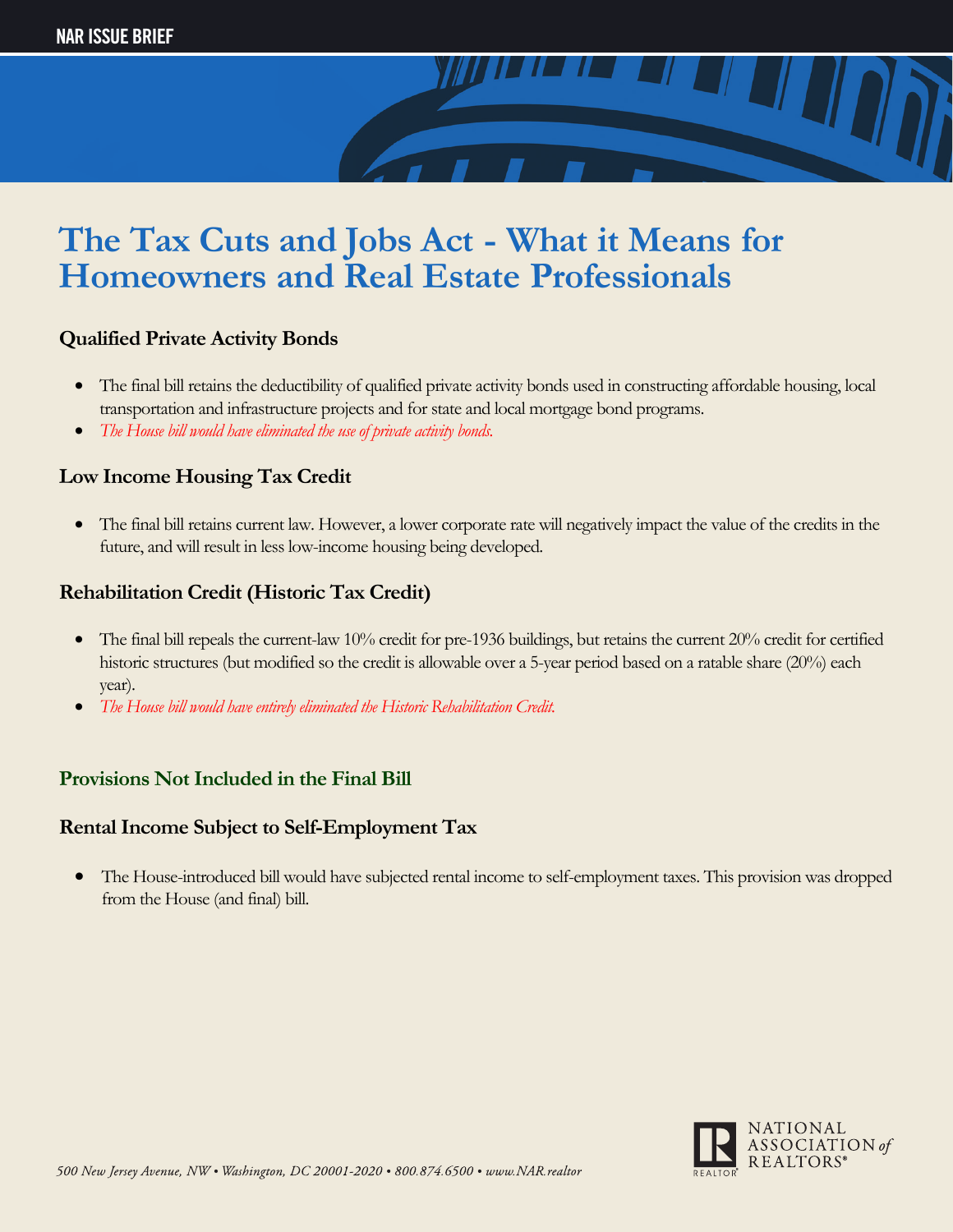# The Tax Cuts and Jobs Act - What it Means for Homeowners and Real Estate Professionals

### Qualified Private Activity Bonds

- The final bill retains the deductibility of qualified private activity bonds used in constructing affordable housing, local transportation and infrastructure projects and for state and local mortgage bond programs.
- *The House bill would have eliminated the use of private activity bonds.*

### Low Income Housing Tax Credit

- The final bill retains current law. However, a lower corporate rate will negatively impact the value of the credits in the future, and will result in less low-income housing being developed.

### Rehabilitation Credit (Historic Tax Credit)

- The final bill repeals the current-law 10% credit for pre-1936 buildings, but retains the current 20% credit for certified historic structures (but modified so the credit is allowable over a 5-year period based on a ratable share (20%) each year).
- *The House bill would have entirely eliminated the Historic Rehabilitation Credit.*

## Provisions Not Included in the Final Bill

### Rental Income Subject to Self-Employment Tax

- The House-introduced bill would have subjected rental income to self-employment taxes. This provision was dropped from the House (and final) bill.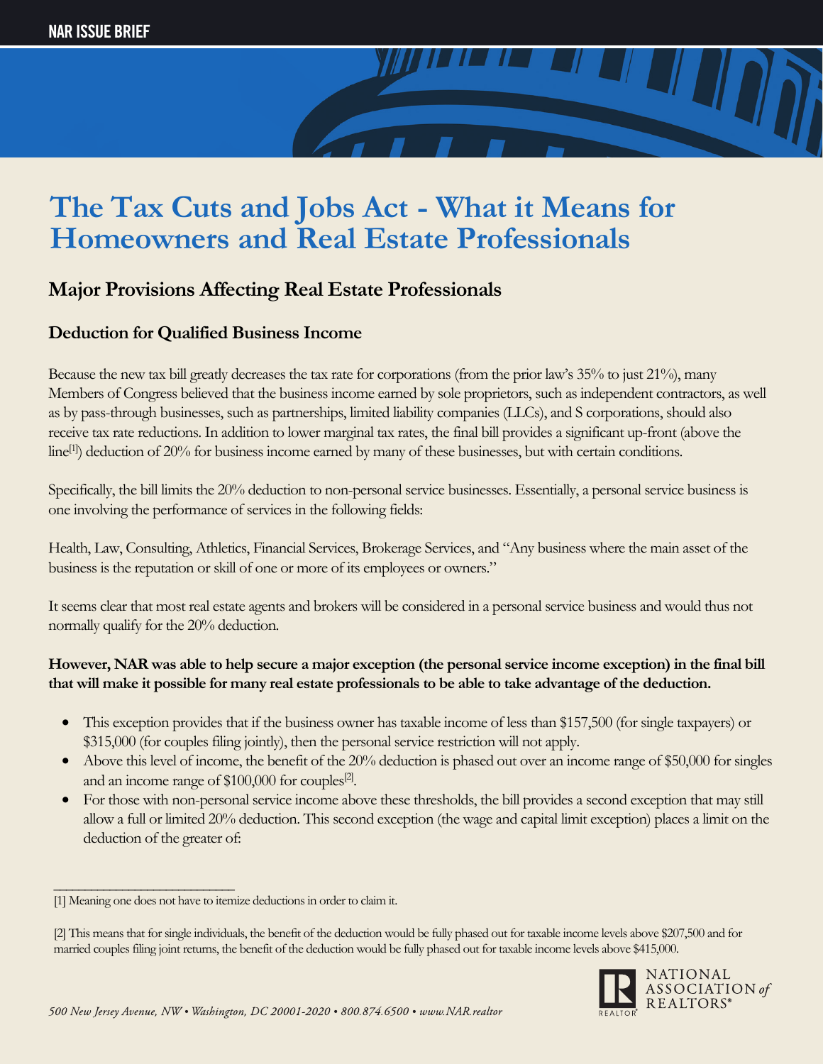# The Tax Cuts and Jobs Act - What it Means for Homeowners and Real Estate Professionals

## Major Provisions Affecting Real Estate Professionals

### Deduction for Qualified Business Income

Because the new tax bill greatly decreases the tax rate for corporations (from the prior law's 35% to just 21%), many Members of Congress believed that the business income earned by sole proprietors, such as independent contractors, as well as by pass-through businesses, such as partnerships, limited liability companies (LLCs), and S corporations, should also receive tax rate reductions. In addition to lower marginal tax rates, the final bill provides a significant up-front (above the line[1]) deduction of 20% for business income earned by many of these businesses, but with certain conditions.

Specifically, the bill limits the 20% deduction to non-personal service businesses. Essentially, a personal service business is one involving the performance of services in the following fields:

Health, Law, Consulting, Athletics, Financial Services, Brokerage Services, and "Any business where the main asset of the business is the reputation or skill of one or more of its employees or owners."

It seems clear that most real estate agents and brokers will be considered in a personal service business and would thus not normally qualify for the 20% deduction.

**However, NAR was able to help secure a major exception (the personal service income exception) in the final bill that will make it possible for many real estate professionals to be able to take advantage of the deduction.**

- This exception provides that if the business owner has taxable income of less than $157,500 (for single taxpayers) or $315,000 (for couples filing jointly), then the personal service restriction will not apply.
- Above this level of income, the benefit of the 20% deduction is phased out over an income range of $50,000 for singles and an income range of $100,000 for couples[2].
- For those with non-personal service income above these thresholds, the bill provides a second exception that may still allow a full or limited 20% deduction. This second exception (the wage and capital limit exception) places a limit on the deduction of the greater of:

---

[1] Meaning one does not have to itemize deductions in order to claim it.

[2] This means that for single individuals, the benefit of the deduction would be fully phased out for taxable income levels above $207,500 and for married couples filing joint returns, the benefit of the deduction would be fully phased out for taxable income levels above $415,000.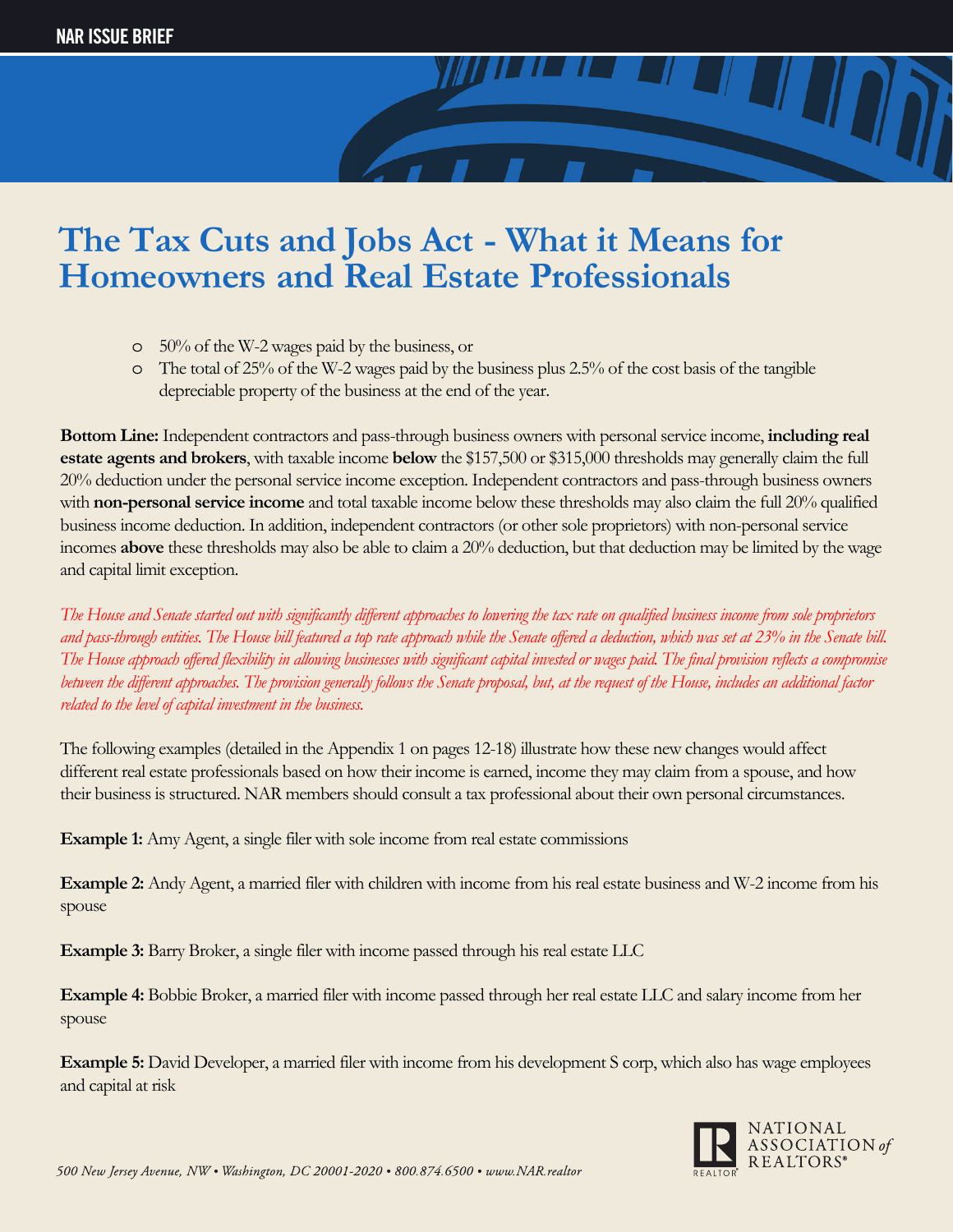- 50% of the W-2 wages paid by the business, or
- The total of 25% of the W-2 wages paid by the business plus 2.5% of the cost basis of the tangible depreciable property of the business at the end of the year.

**Bottom Line:** Independent contractors and pass-through business owners with personal service income, **including real estate agents and brokers**, with taxable income **below** the $157,500 or $315,000 thresholds may generally claim the full 20% deduction under the personal service income exception. Independent contractors and pass-through business owners with **non-personal service income** and total taxable income below these thresholds may also claim the full 20% qualified business income deduction. In addition, independent contractors (or other sole proprietors) with non-personal service incomes **above** these thresholds may also be able to claim a 20% deduction, but that deduction may be limited by the wage and capital limit exception.

*The House and Senate started out with significantly different approaches to lowering the tax rate on qualified business income from sole proprietors and pass-through entities. The House bill featured a top rate approach while the Senate offered a deduction, which was set at 23% in the Senate bill. The House approach offered flexibility in allowing businesses with significant capital invested or wages paid. The final provision reflects a compromise between the different approaches. The provision generally follows the Senate proposal, but, at the request of the House, includes an additional factor related to the level of capital investment in the business.*

The following examples (detailed in the Appendix 1 on pages 12-18) illustrate how these new changes would affect different real estate professionals based on how their income is earned, income they may claim from a spouse, and how their business is structured. NAR members should consult a tax professional about their own personal circumstances.

**Example 1:** Amy Agent, a single filer with sole income from real estate commissions

**Example 2:** Andy Agent, a married filer with children with income from his real estate business and W-2 income from his spouse

**Example 3:** Barry Broker, a single filer with income passed through his real estate LLC

**Example 4:** Bobbie Broker, a married filer with income passed through her real estate LLC and salary income from her spouse

**Example 5:** David Developer, a married filer with income from his development S corp, which also has wage employees and capital at risk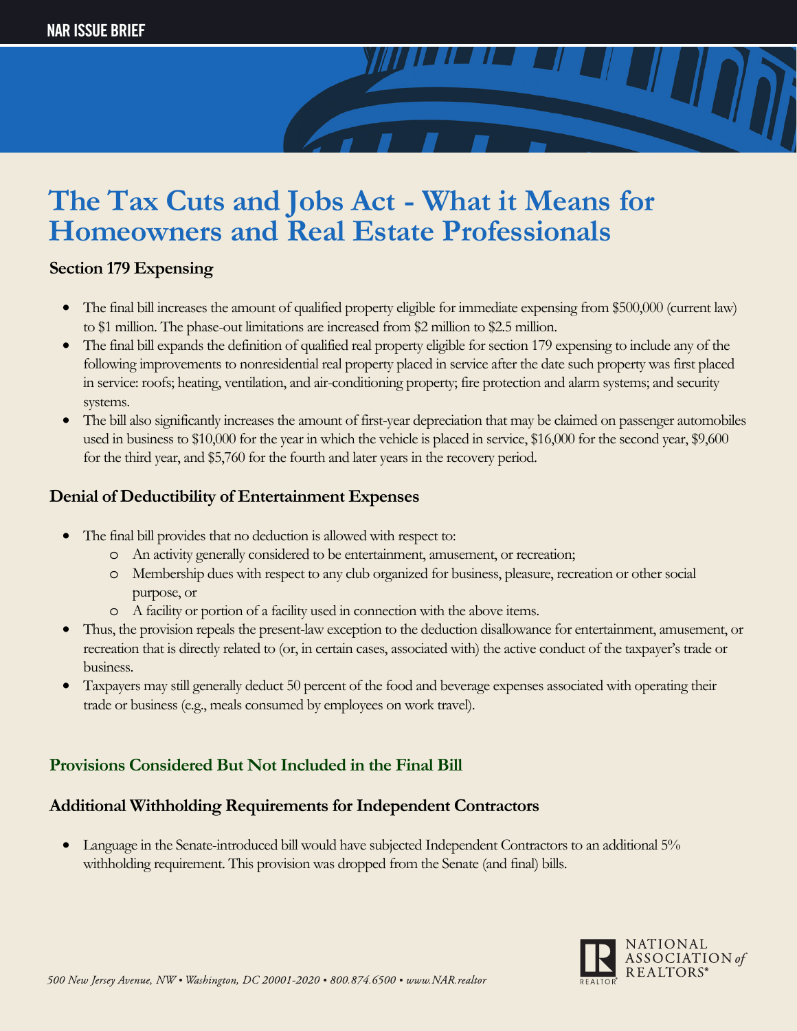# The Tax Cuts and Jobs Act - What it Means for Homeowners and Real Estate Professionals

### Section 179 Expensing

- The final bill increases the amount of qualified property eligible for immediate expensing from $500,000 (current law) to $1 million. The phase-out limitations are increased from $2 million to $2.5 million.
- The final bill expands the definition of qualified real property eligible for section 179 expensing to include any of the following improvements to nonresidential real property placed in service after the date such property was first placed in service: roofs; heating, ventilation, and air-conditioning property; fire protection and alarm systems; and security systems.
- The bill also significantly increases the amount of first-year depreciation that may be claimed on passenger automobiles used in business to $10,000 for the year in which the vehicle is placed in service, $16,000 for the second year, $9,600 for the third year, and $5,760 for the fourth and later years in the recovery period.

### Denial of Deductibility of Entertainment Expenses

- The final bill provides that no deduction is allowed with respect to:
    - An activity generally considered to be entertainment, amusement, or recreation;
    - Membership dues with respect to any club organized for business, pleasure, recreation or other social purpose, or
    - A facility or portion of a facility used in connection with the above items.
- Thus, the provision repeals the present-law exception to the deduction disallowance for entertainment, amusement, or recreation that is directly related to (or, in certain cases, associated with) the active conduct of the taxpayer's trade or business.
- Taxpayers may still generally deduct 50 percent of the food and beverage expenses associated with operating their trade or business (e.g., meals consumed by employees on work travel).

## Provisions Considered But Not Included in the Final Bill

### Additional Withholding Requirements for Independent Contractors

- Language in the Senate-introduced bill would have subjected Independent Contractors to an additional 5% withholding requirement. This provision was dropped from the Senate (and final) bills.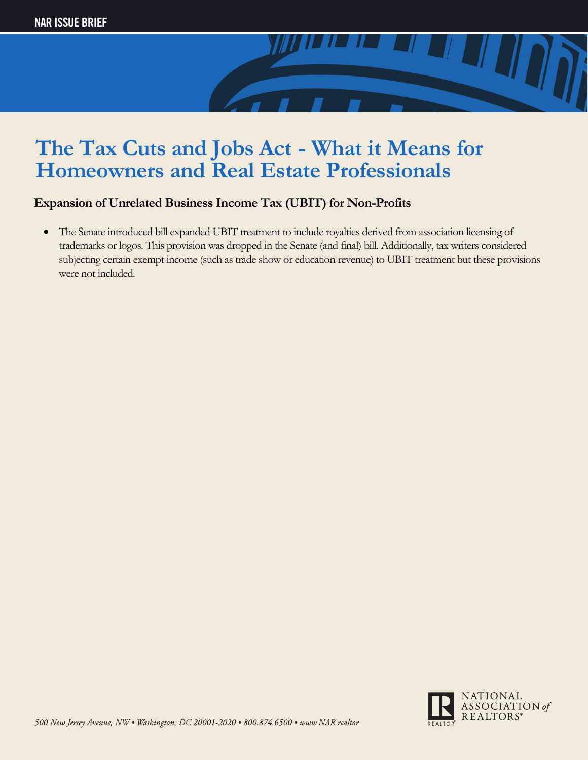# The Tax Cuts and Jobs Act - What it Means for Homeowners and Real Estate Professionals

### Expansion of Unrelated Business Income Tax (UBIT) for Non-Profits

- The Senate introduced bill expanded UBIT treatment to include royalties derived from association licensing of trademarks or logos. This provision was dropped in the Senate (and final) bill. Additionally, tax writers considered subjecting certain exempt income (such as trade show or education revenue) to UBIT treatment but these provisions were not included.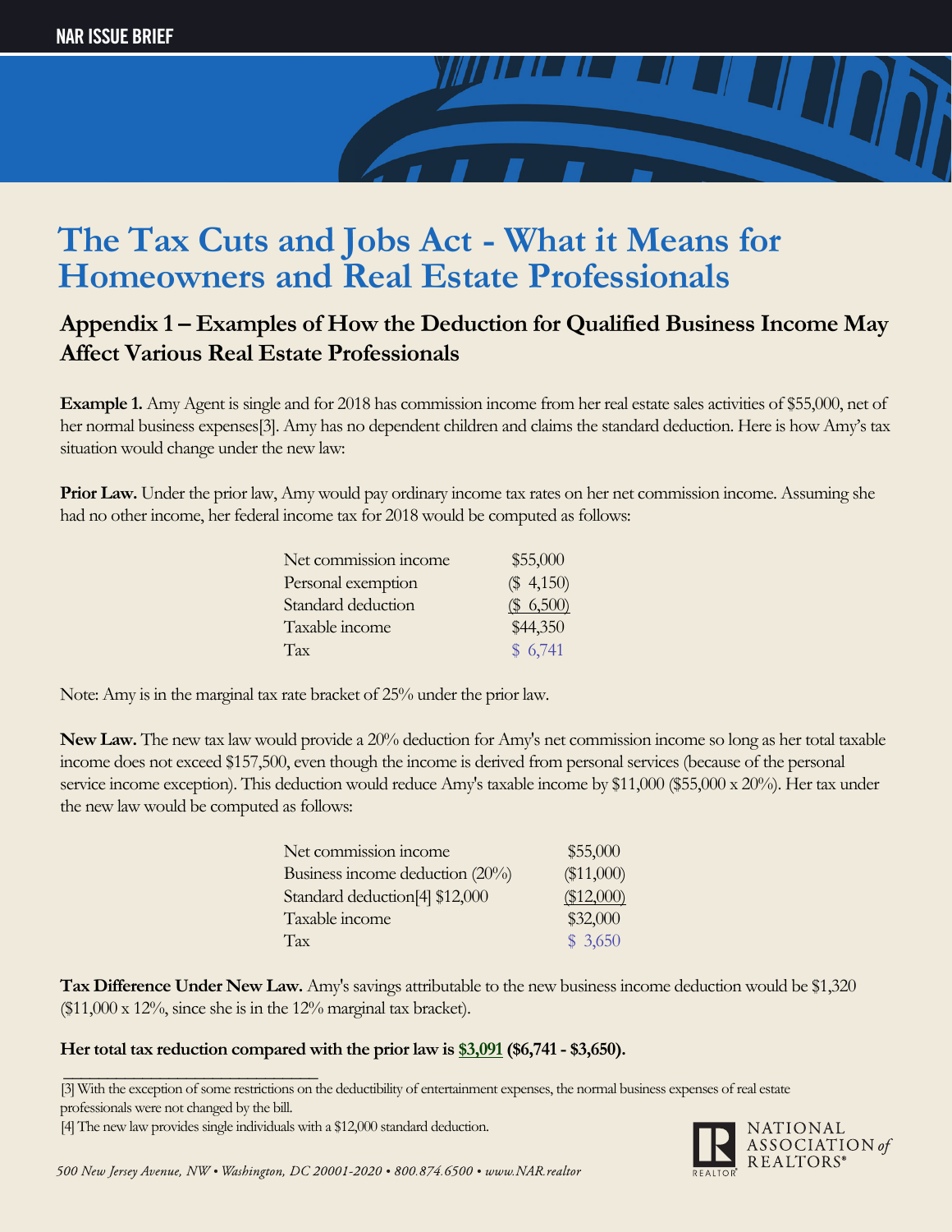# The Tax Cuts and Jobs Act - What it Means for Homeowners and Real Estate Professionals

## Appendix 1 – Examples of How the Deduction for Qualified Business Income May Affect Various Real Estate Professionals

**Example 1.** Amy Agent is single and for 2018 has commission income from her real estate sales activities of $55,000, net of her normal business expenses[3]. Amy has no dependent children and claims the standard deduction. Here is how Amy's tax situation would change under the new law:

**Prior Law.** Under the prior law, Amy would pay ordinary income tax rates on her net commission income. Assuming she had no other income, her federal income tax for 2018 would be computed as follows:

| | |
|---|---|
| Net commission income | $55,000 |
| Personal exemption | ($ 4,150) |
| Standard deduction | ($ 6,500) |
| Taxable income | $44,350 |
| Tax | $ 6,741 |

Note: Amy is in the marginal tax rate bracket of 25% under the prior law.

**New Law.** The new tax law would provide a 20% deduction for Amy's net commission income so long as her total taxable income does not exceed $157,500, even though the income is derived from personal services (because of the personal service income exception). This deduction would reduce Amy's taxable income by $11,000 ($55,000 x 20%). Her tax under the new law would be computed as follows:

| | |
|---|---|
| Net commission income | $55,000 |
| Business income deduction (20%) | ($11,000) |
| Standard deduction[4] $12,000 | ($12,000) |
| Taxable income | $32,000 |
| Tax | $ 3,650 |

**Tax Difference Under New Law.** Amy's savings attributable to the new business income deduction would be $1,320 ($11,000 x 12%, since she is in the 12% marginal tax bracket).

**Her total tax reduction compared with the prior law is $3,091 ($6,741 - $3,650).**

---

[3] With the exception of some restrictions on the deductibility of entertainment expenses, the normal business expenses of real estate professionals were not changed by the bill.

[4] The new law provides single individuals with a $12,000 standard deduction.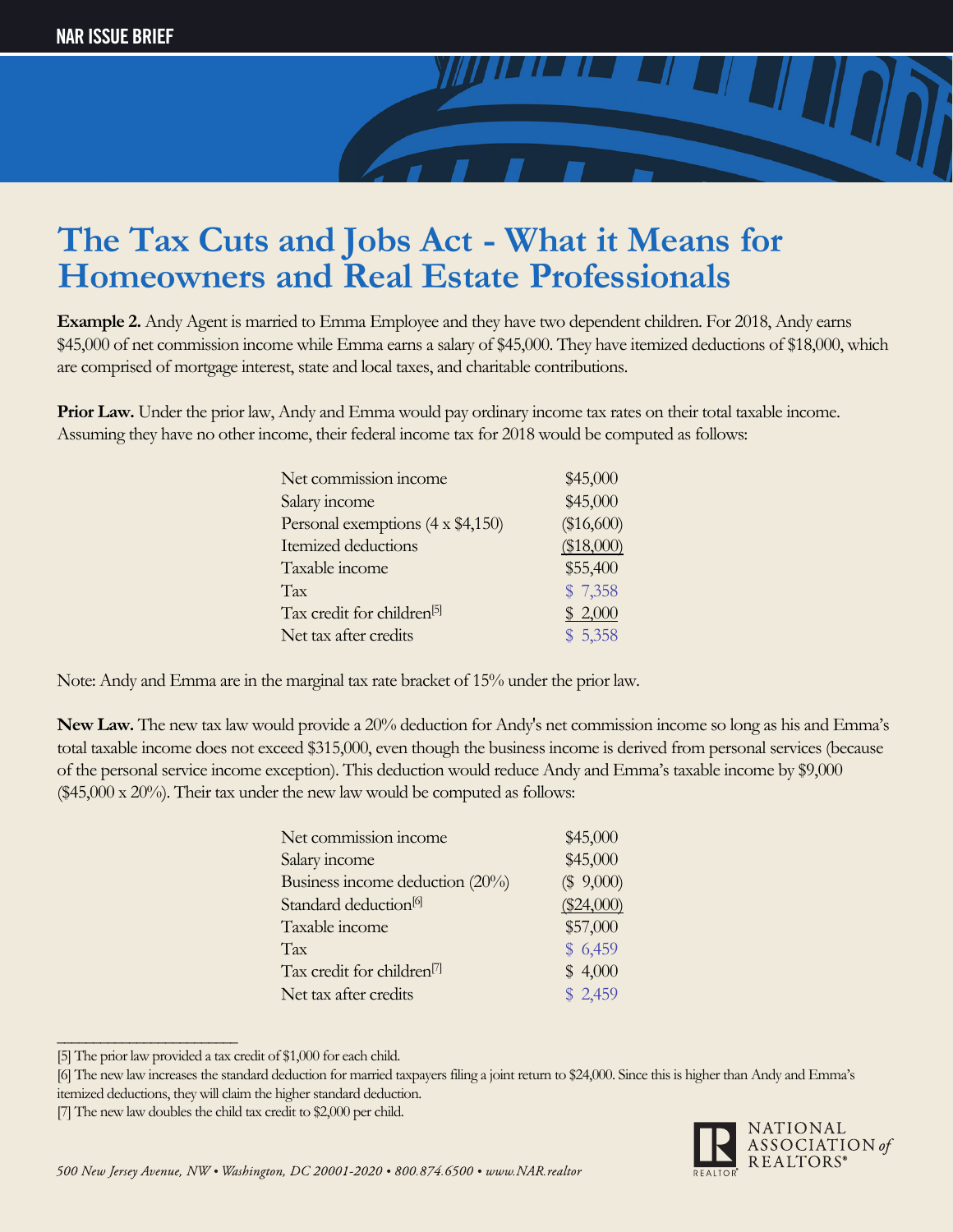# The Tax Cuts and Jobs Act - What it Means for Homeowners and Real Estate Professionals

**Example 2.** Andy Agent is married to Emma Employee and they have two dependent children. For 2018, Andy earns $45,000 of net commission income while Emma earns a salary of $45,000. They have itemized deductions of $18,000, which are comprised of mortgage interest, state and local taxes, and charitable contributions.

**Prior Law.** Under the prior law, Andy and Emma would pay ordinary income tax rates on their total taxable income. Assuming they have no other income, their federal income tax for 2018 would be computed as follows:

| | |
|---|---|
| Net commission income | $45,000 |
| Salary income | $45,000 |
| Personal exemptions (4 x $4,150) | ($16,600) |
| Itemized deductions | ($18,000) |
| Taxable income | $55,400 |
| Tax | $ 7,358 |
| Tax credit for children[5] | $ 2,000 |
| Net tax after credits | $ 5,358 |

Note: Andy and Emma are in the marginal tax rate bracket of 15% under the prior law.

**New Law.** The new tax law would provide a 20% deduction for Andy's net commission income so long as his and Emma's total taxable income does not exceed $315,000, even though the business income is derived from personal services (because of the personal service income exception). This deduction would reduce Andy and Emma's taxable income by $9,000 ($45,000 x 20%). Their tax under the new law would be computed as follows:

| | |
|---|---|
| Net commission income | $45,000 |
| Salary income | $45,000 |
| Business income deduction (20%) | ($ 9,000) |
| Standard deduction[6] | ($24,000) |
| Taxable income | $57,000 |
| Tax | $ 6,459 |
| Tax credit for children[7] | $ 4,000 |
| Net tax after credits | $ 2,459 |

---

[5] The prior law provided a tax credit of $1,000 for each child.

[6] The new law increases the standard deduction for married taxpayers filing a joint return to $24,000. Since this is higher than Andy and Emma's itemized deductions, they will claim the higher standard deduction.

[7] The new law doubles the child tax credit to $2,000 per child.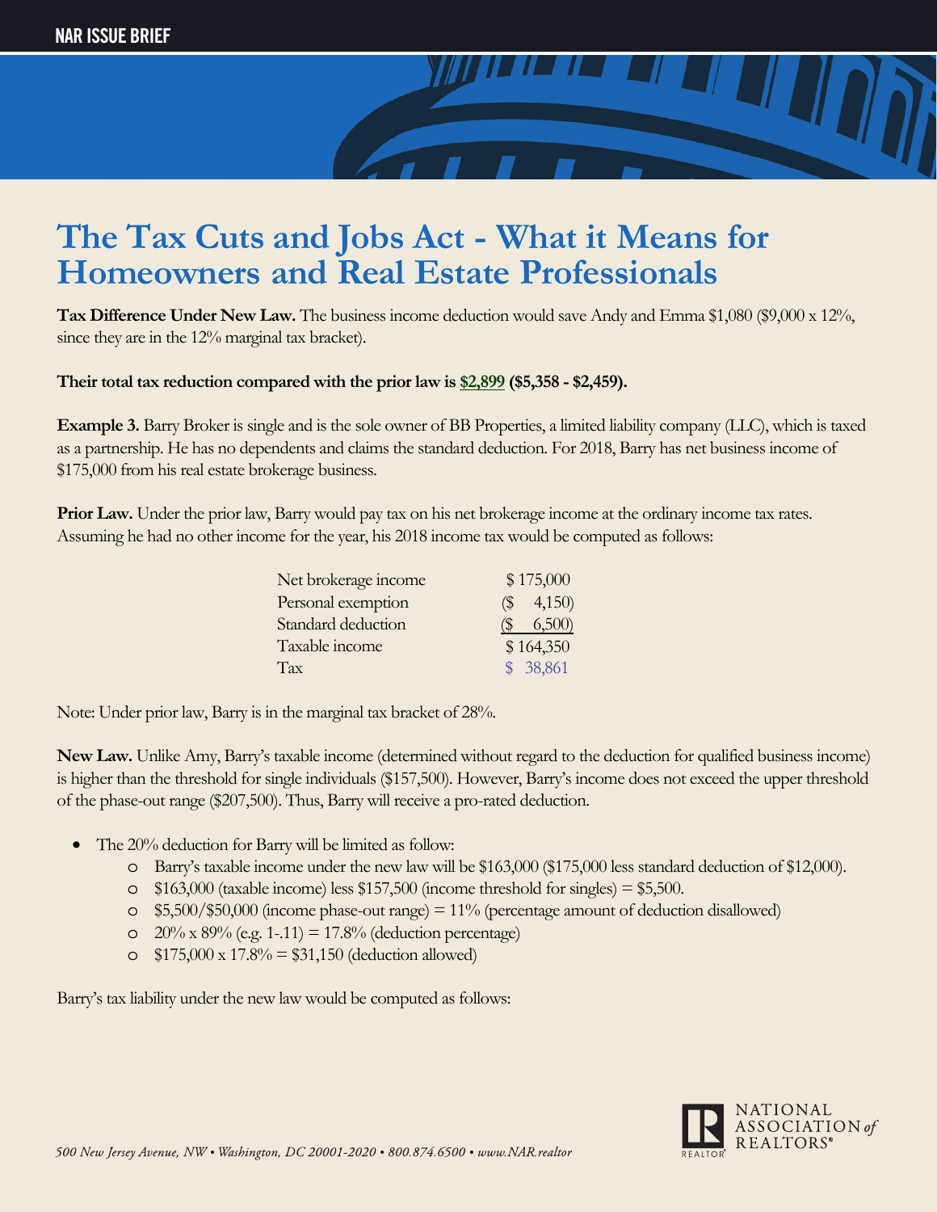# The Tax Cuts and Jobs Act - What it Means for Homeowners and Real Estate Professionals

**Tax Difference Under New Law.** The business income deduction would save Andy and Emma $1,080 ($9,000 x 12%, since they are in the 12% marginal tax bracket).

**Their total tax reduction compared with the prior law is $2,899 ($5,358 - $2,459).**

**Example 3.** Barry Broker is single and is the sole owner of BB Properties, a limited liability company (LLC), which is taxed as a partnership. He has no dependents and claims the standard deduction. For 2018, Barry has net business income of $175,000 from his real estate brokerage business.

**Prior Law.** Under the prior law, Barry would pay tax on his net brokerage income at the ordinary income tax rates. Assuming he had no other income for the year, his 2018 income tax would be computed as follows:

| | |
|---|---|
| Net brokerage income | $ 175,000 |
| Personal exemption | ($ 4,150) |
| Standard deduction | ($ 6,500) |
| Taxable income | $ 164,350 |
| Tax | $ 38,861 |

Note: Under prior law, Barry is in the marginal tax bracket of 28%.

**New Law.** Unlike Amy, Barry's taxable income (determined without regard to the deduction for qualified business income) is higher than the threshold for single individuals ($157,500). However, Barry's income does not exceed the upper threshold of the phase-out range ($207,500). Thus, Barry will receive a pro-rated deduction.

- The 20% deduction for Barry will be limited as follow:
  - Barry's taxable income under the new law will be $163,000 ($175,000 less standard deduction of $12,000).
  - $163,000 (taxable income) less $157,500 (income threshold for singles) = $5,500.
  - $5,500/$50,000 (income phase-out range) = 11% (percentage amount of deduction disallowed)
  - 20% x 89% (e.g. 1-.11) = 17.8% (deduction percentage)
  - $175,000 x 17.8% = $31,150 (deduction allowed)

Barry's tax liability under the new law would be computed as follows: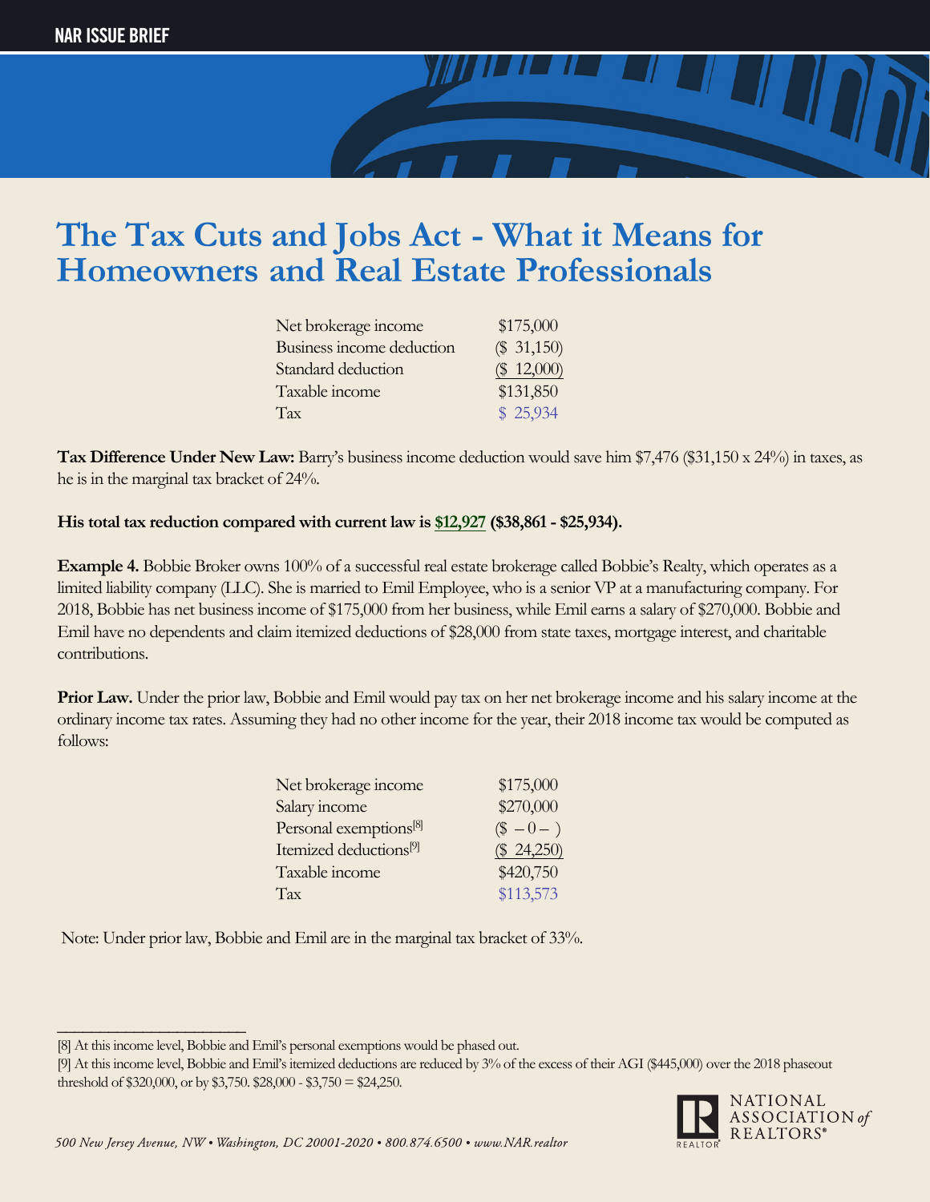# The Tax Cuts and Jobs Act - What it Means for Homeowners and Real Estate Professionals

| | |
|---|---|
| Net brokerage income | $175,000 |
| Business income deduction | ($ 31,150) |
| Standard deduction | ($ 12,000) |
| Taxable income | $131,850 |
| Tax | $ 25,934 |

**Tax Difference Under New Law:** Barry's business income deduction would save him $7,476 ($31,150 x 24%) in taxes, as he is in the marginal tax bracket of 24%.

**His total tax reduction compared with current law is $12,927 ($38,861 - $25,934).**

**Example 4.** Bobbie Broker owns 100% of a successful real estate brokerage called Bobbie's Realty, which operates as a limited liability company (LLC). She is married to Emil Employee, who is a senior VP at a manufacturing company. For 2018, Bobbie has net business income of $175,000 from her business, while Emil earns a salary of $270,000. Bobbie and Emil have no dependents and claim itemized deductions of $28,000 from state taxes, mortgage interest, and charitable contributions.

**Prior Law.** Under the prior law, Bobbie and Emil would pay tax on her net brokerage income and his salary income at the ordinary income tax rates. Assuming they had no other income for the year, their 2018 income tax would be computed as follows:

| | |
|---|---|
| Net brokerage income | $175,000 |
| Salary income | $270,000 |
| Personal exemptions[8] | ($ – 0 – ) |
| Itemized deductions[9] | ($ 24,250) |
| Taxable income | $420,750 |
| Tax | $113,573 |

Note: Under prior law, Bobbie and Emil are in the marginal tax bracket of 33%.

---

[8] At this income level, Bobbie and Emil's personal exemptions would be phased out.

[9] At this income level, Bobbie and Emil's itemized deductions are reduced by 3% of the excess of their AGI ($445,000) over the 2018 phaseout threshold of $320,000, or by $3,750. $28,000 - $3,750 = $24,250.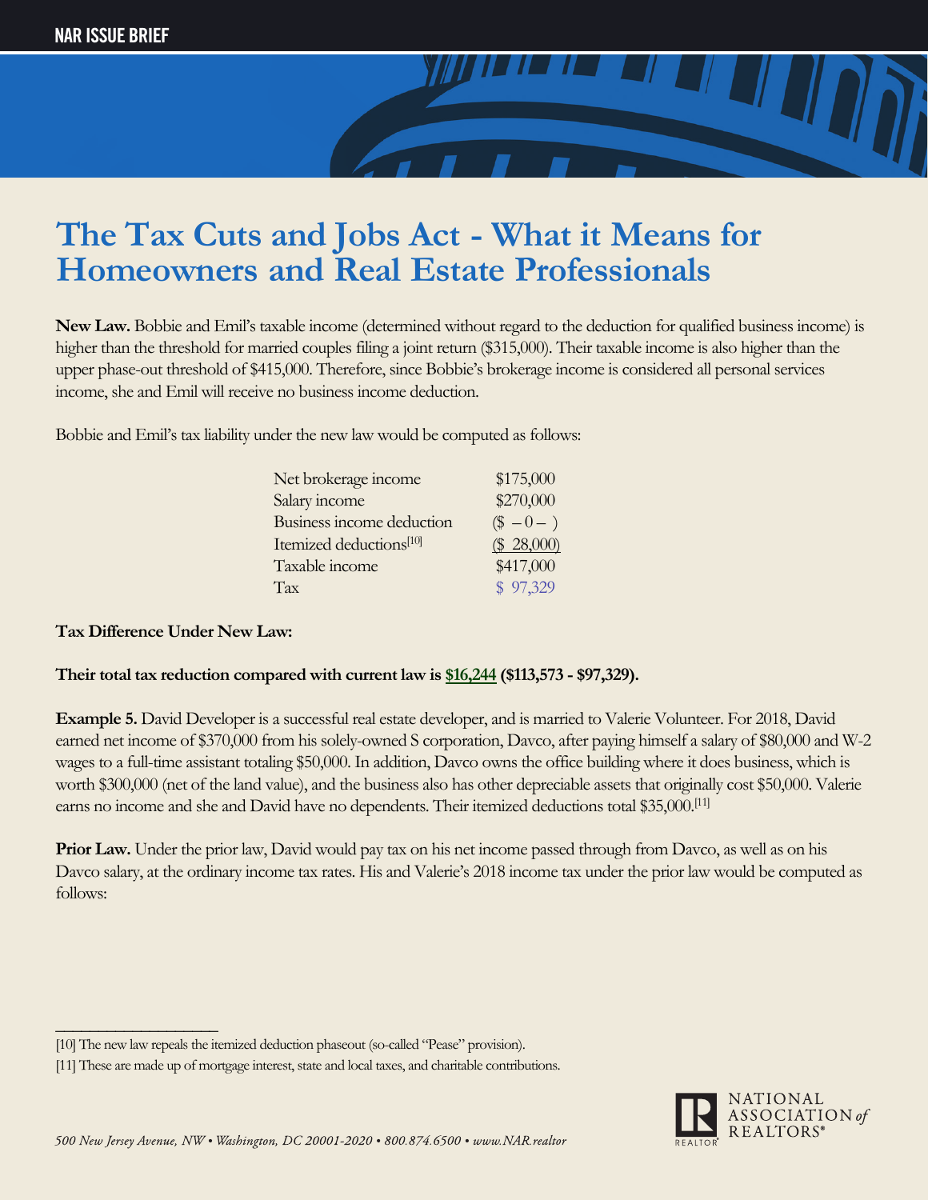# The Tax Cuts and Jobs Act - What it Means for Homeowners and Real Estate Professionals

**New Law.** Bobbie and Emil's taxable income (determined without regard to the deduction for qualified business income) is higher than the threshold for married couples filing a joint return ($315,000). Their taxable income is also higher than the upper phase-out threshold of $415,000. Therefore, since Bobbie's brokerage income is considered all personal services income, she and Emil will receive no business income deduction.

Bobbie and Emil's tax liability under the new law would be computed as follows:

| | |
|---|---|
| Net brokerage income | $175,000 |
| Salary income | $270,000 |
| Business income deduction | ($ – 0 – ) |
| Itemized deductions[10] | ($ 28,000) |
| Taxable income | $417,000 |
| Tax | $ 97,329 |

**Tax Difference Under New Law:**

**Their total tax reduction compared with current law is $16,244 ($113,573 - $97,329).**

**Example 5.** David Developer is a successful real estate developer, and is married to Valerie Volunteer. For 2018, David earned net income of $370,000 from his solely-owned S corporation, Davco, after paying himself a salary of $80,000 and W-2 wages to a full-time assistant totaling $50,000. In addition, Davco owns the office building where it does business, which is worth $300,000 (net of the land value), and the business also has other depreciable assets that originally cost $50,000. Valerie earns no income and she and David have no dependents. Their itemized deductions total $35,000.[11]

**Prior Law.** Under the prior law, David would pay tax on his net income passed through from Davco, as well as on his Davco salary, at the ordinary income tax rates. His and Valerie's 2018 income tax under the prior law would be computed as follows:

---

[10] The new law repeals the itemized deduction phaseout (so-called "Pease" provision).

[11] These are made up of mortgage interest, state and local taxes, and charitable contributions.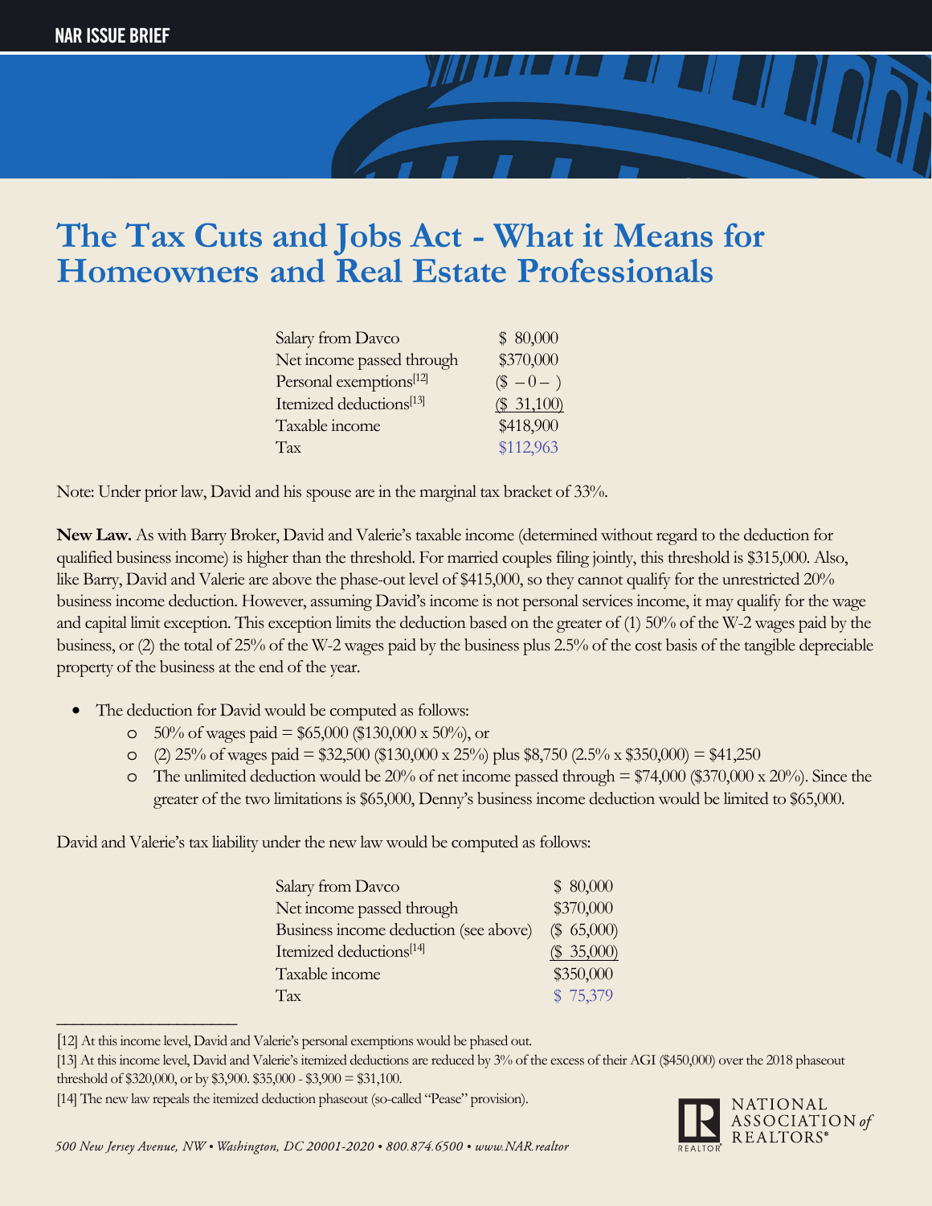# The Tax Cuts and Jobs Act - What it Means for Homeowners and Real Estate Professionals

| | |
|---|---|
| Salary from Davco | $ 80,000 |
| Net income passed through | $370,000 |
| Personal exemptions[12] | ($ – 0 – ) |
| Itemized deductions[13] | ($ 31,100) |
| Taxable income | $418,900 |
| Tax | $112,963 |

Note: Under prior law, David and his spouse are in the marginal tax bracket of 33%.

**New Law.** As with Barry Broker, David and Valerie's taxable income (determined without regard to the deduction for qualified business income) is higher than the threshold. For married couples filing jointly, this threshold is $315,000. Also, like Barry, David and Valerie are above the phase-out level of $415,000, so they cannot qualify for the unrestricted 20% business income deduction. However, assuming David's income is not personal services income, it may qualify for the wage and capital limit exception. This exception limits the deduction based on the greater of (1) 50% of the W-2 wages paid by the business, or (2) the total of 25% of the W-2 wages paid by the business plus 2.5% of the cost basis of the tangible depreciable property of the business at the end of the year.

- The deduction for David would be computed as follows:
  - 50% of wages paid = $65,000 ($130,000 x 50%), or
  - (2) 25% of wages paid = $32,500 ($130,000 x 25%) plus $8,750 (2.5% x $350,000) = $41,250
  - The unlimited deduction would be 20% of net income passed through = $74,000 ($370,000 x 20%). Since the greater of the two limitations is $65,000, Denny's business income deduction would be limited to $65,000.

David and Valerie's tax liability under the new law would be computed as follows:

| | |
|---|---|
| Salary from Davco | $ 80,000 |
| Net income passed through | $370,000 |
| Business income deduction (see above) | ($ 65,000) |
| Itemized deductions[14] | ($ 35,000) |
| Taxable income | $350,000 |
| Tax | $ 75,379 |

---

[12] At this income level, David and Valerie's personal exemptions would be phased out.

[13] At this income level, David and Valerie's itemized deductions are reduced by 3% of the excess of their AGI ($450,000) over the 2018 phaseout threshold of $320,000, or by $3,900. $35,000 - $3,900 = $31,100.

[14] The new law repeals the itemized deduction phaseout (so-called "Pease" provision).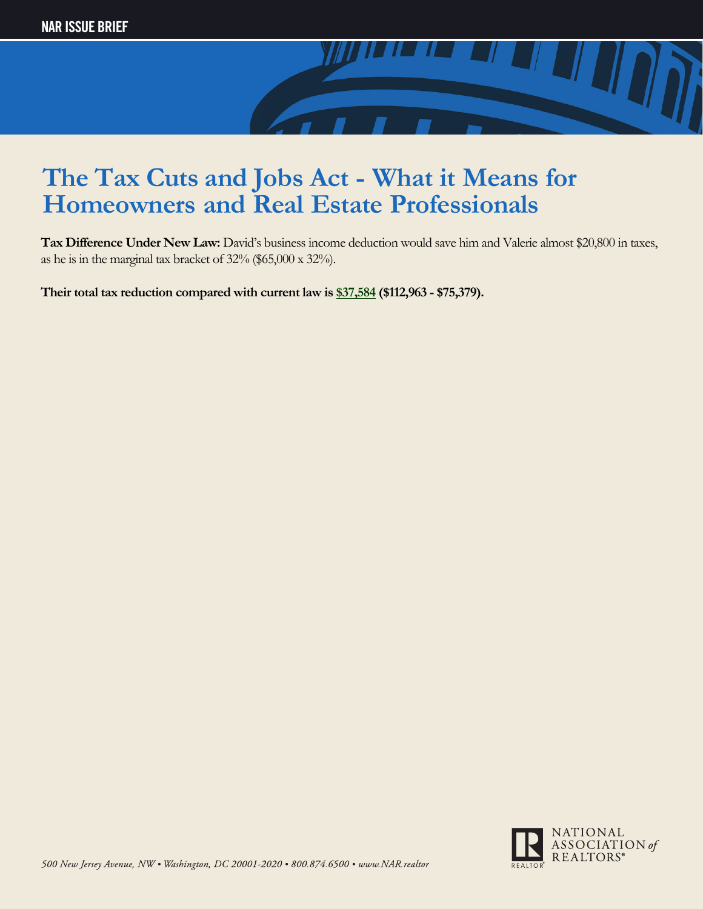# The Tax Cuts and Jobs Act - What it Means for Homeowners and Real Estate Professionals

**Tax Difference Under New Law:** David's business income deduction would save him and Valerie almost $20,800 in taxes, as he is in the marginal tax bracket of 32% ($65,000 x 32%).

**Their total tax reduction compared with current law is $37,584 ($112,963 - $75,379).**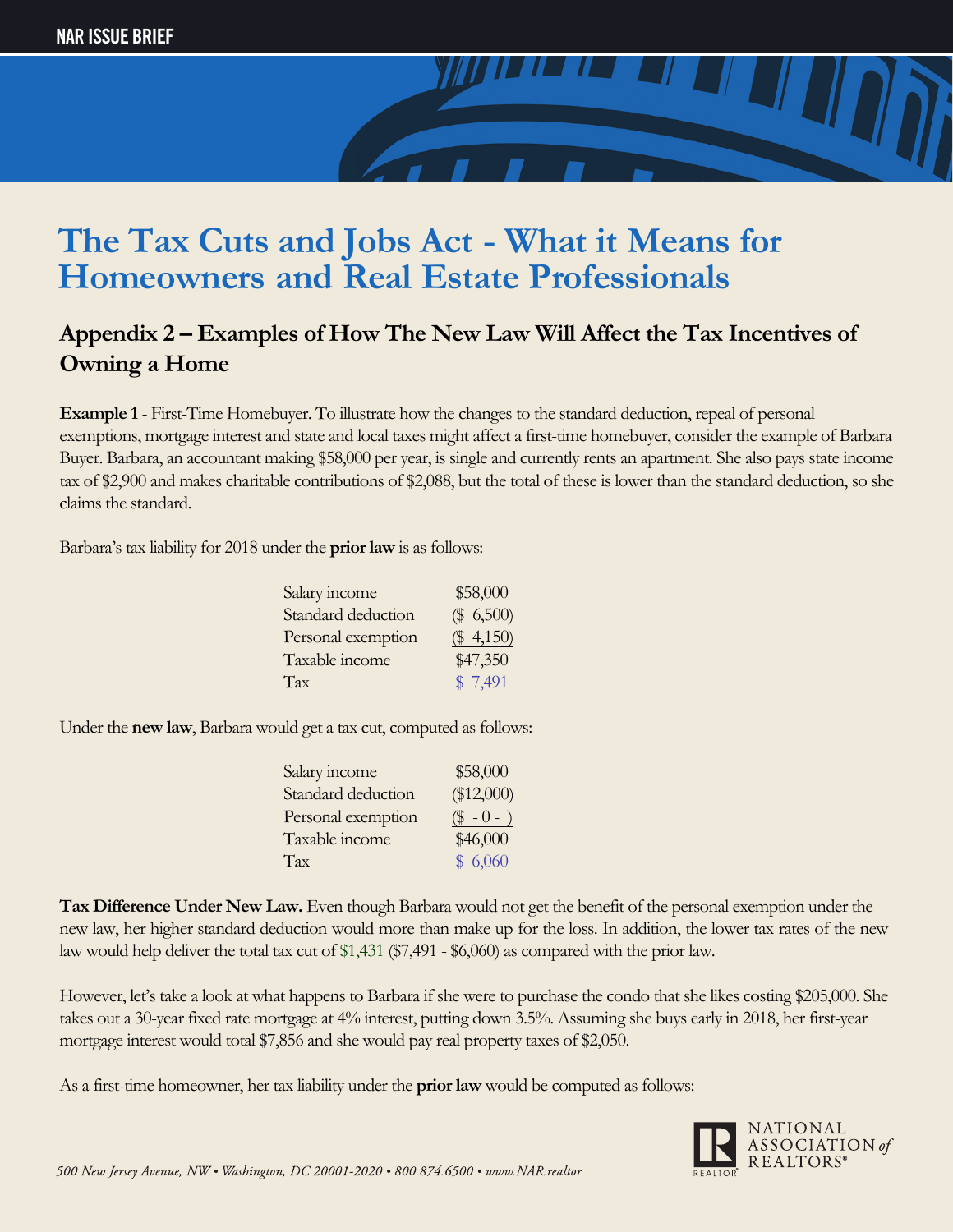# The Tax Cuts and Jobs Act - What it Means for Homeowners and Real Estate Professionals

## Appendix 2 – Examples of How The New Law Will Affect the Tax Incentives of Owning a Home

**Example 1** - First-Time Homebuyer. To illustrate how the changes to the standard deduction, repeal of personal exemptions, mortgage interest and state and local taxes might affect a first-time homebuyer, consider the example of Barbara Buyer. Barbara, an accountant making $58,000 per year, is single and currently rents an apartment. She also pays state income tax of $2,900 and makes charitable contributions of $2,088, but the total of these is lower than the standard deduction, so she claims the standard.

Barbara's tax liability for 2018 under the **prior law** is as follows:

| | |
|---|---|
| Salary income | $58,000 |
| Standard deduction | ($ 6,500) |
| Personal exemption | ($ 4,150) |
| Taxable income | $47,350 |
| Tax | $ 7,491 |

Under the **new law**, Barbara would get a tax cut, computed as follows:

| | |
|---|---|
| Salary income | $58,000 |
| Standard deduction | ($12,000) |
| Personal exemption | ($ - 0 - ) |
| Taxable income | $46,000 |
| Tax | $ 6,060 |

**Tax Difference Under New Law.** Even though Barbara would not get the benefit of the personal exemption under the new law, her higher standard deduction would more than make up for the loss. In addition, the lower tax rates of the new law would help deliver the total tax cut of $1,431 ($7,491 - $6,060) as compared with the prior law.

However, let's take a look at what happens to Barbara if she were to purchase the condo that she likes costing $205,000. She takes out a 30-year fixed rate mortgage at 4% interest, putting down 3.5%. Assuming she buys early in 2018, her first-year mortgage interest would total $7,856 and she would pay real property taxes of $2,050.

As a first-time homeowner, her tax liability under the **prior law** would be computed as follows: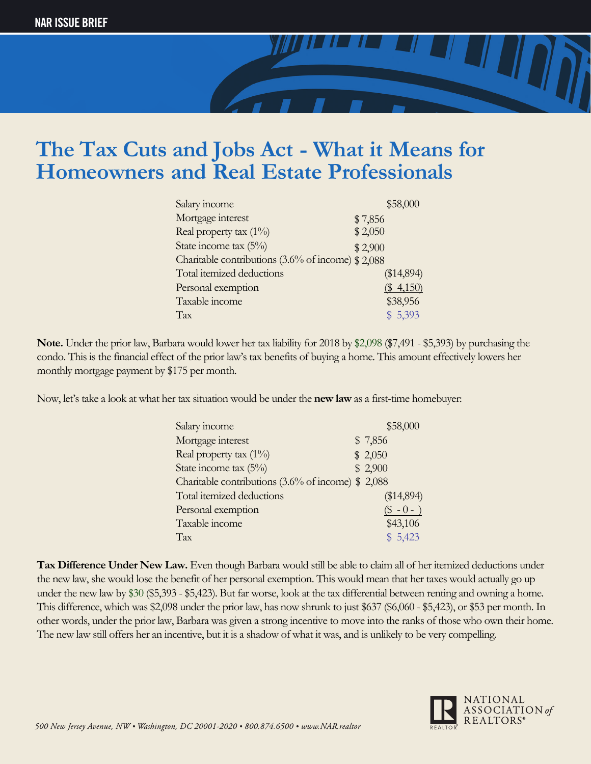# The Tax Cuts and Jobs Act - What it Means for Homeowners and Real Estate Professionals

| | | |
|---|---|---|
| Salary income | | $58,000 |
| Mortgage interest | $ 7,856 | |
| Real property tax (1%) | $ 2,050 | |
| State income tax (5%) | $ 2,900 | |
| Charitable contributions (3.6% of income) | $ 2,088 | |
| Total itemized deductions | | ($14,894) |
| Personal exemption | | ($ 4,150) |
| Taxable income | | $38,956 |
| Tax | | $ 5,393 |

**Note.** Under the prior law, Barbara would lower her tax liability for 2018 by $2,098 ($7,491 - $5,393) by purchasing the condo. This is the financial effect of the prior law's tax benefits of buying a home. This amount effectively lowers her monthly mortgage payment by $175 per month.

Now, let's take a look at what her tax situation would be under the **new law** as a first-time homebuyer:

| | | |
|---|---|---|
| Salary income | | $58,000 |
| Mortgage interest | $ 7,856 | |
| Real property tax (1%) | $ 2,050 | |
| State income tax (5%) | $ 2,900 | |
| Charitable contributions (3.6% of income) | $ 2,088 | |
| Total itemized deductions | | ($14,894) |
| Personal exemption | | ($ - 0 - ) |
| Taxable income | | $43,106 |
| Tax | | $ 5,423 |

**Tax Difference Under New Law.** Even though Barbara would still be able to claim all of her itemized deductions under the new law, she would lose the benefit of her personal exemption. This would mean that her taxes would actually go up under the new law by $30 ($5,393 - $5,423). But far worse, look at the tax differential between renting and owning a home. This difference, which was $2,098 under the prior law, has now shrunk to just $637 ($6,060 - $5,423), or $53 per month. In other words, under the prior law, Barbara was given a strong incentive to move into the ranks of those who own their home. The new law still offers her an incentive, but it is a shadow of what it was, and is unlikely to be very compelling.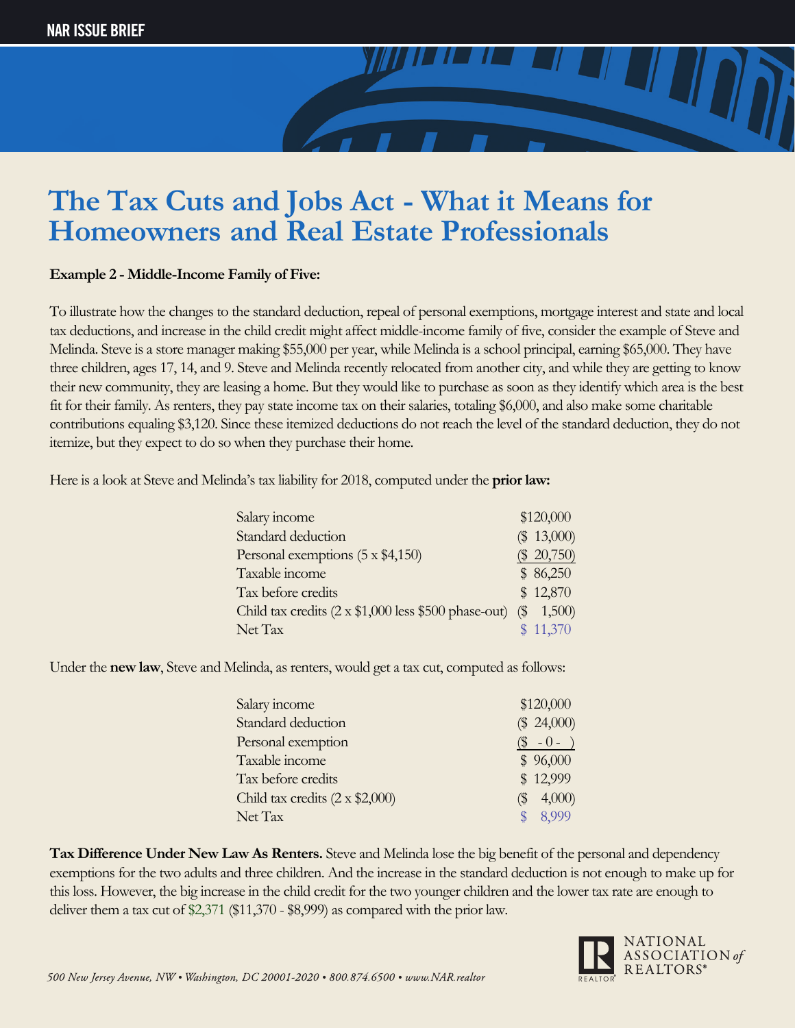# The Tax Cuts and Jobs Act - What it Means for Homeowners and Real Estate Professionals

**Example 2 - Middle-Income Family of Five:**

To illustrate how the changes to the standard deduction, repeal of personal exemptions, mortgage interest and state and local tax deductions, and increase in the child credit might affect middle-income family of five, consider the example of Steve and Melinda. Steve is a store manager making $55,000 per year, while Melinda is a school principal, earning $65,000. They have three children, ages 17, 14, and 9. Steve and Melinda recently relocated from another city, and while they are getting to know their new community, they are leasing a home. But they would like to purchase as soon as they identify which area is the best fit for their family. As renters, they pay state income tax on their salaries, totaling $6,000, and also make some charitable contributions equaling $3,120. Since these itemized deductions do not reach the level of the standard deduction, they do not itemize, but they expect to do so when they purchase their home.

Here is a look at Steve and Melinda's tax liability for 2018, computed under the **prior law:**

| | |
|---|---|
| Salary income | $120,000 |
| Standard deduction | ($ 13,000) |
| Personal exemptions (5 x $4,150) | ($ 20,750) |
| Taxable income | $ 86,250 |
| Tax before credits | $ 12,870 |
| Child tax credits (2 x $1,000 less $500 phase-out) | ($ 1,500) |
| Net Tax | $ 11,370 |

Under the **new law**, Steve and Melinda, as renters, would get a tax cut, computed as follows:

| | |
|---|---|
| Salary income | $120,000 |
| Standard deduction | ($ 24,000) |
| Personal exemption | ($ - 0 - ) |
| Taxable income | $ 96,000 |
| Tax before credits | $ 12,999 |
| Child tax credits (2 x $2,000) | ($ 4,000) |
| Net Tax | $ 8,999 |

**Tax Difference Under New Law As Renters.** Steve and Melinda lose the big benefit of the personal and dependency exemptions for the two adults and three children. And the increase in the standard deduction is not enough to make up for this loss. However, the big increase in the child credit for the two younger children and the lower tax rate are enough to deliver them a tax cut of $2,371 ($11,370 - $8,999) as compared with the prior law.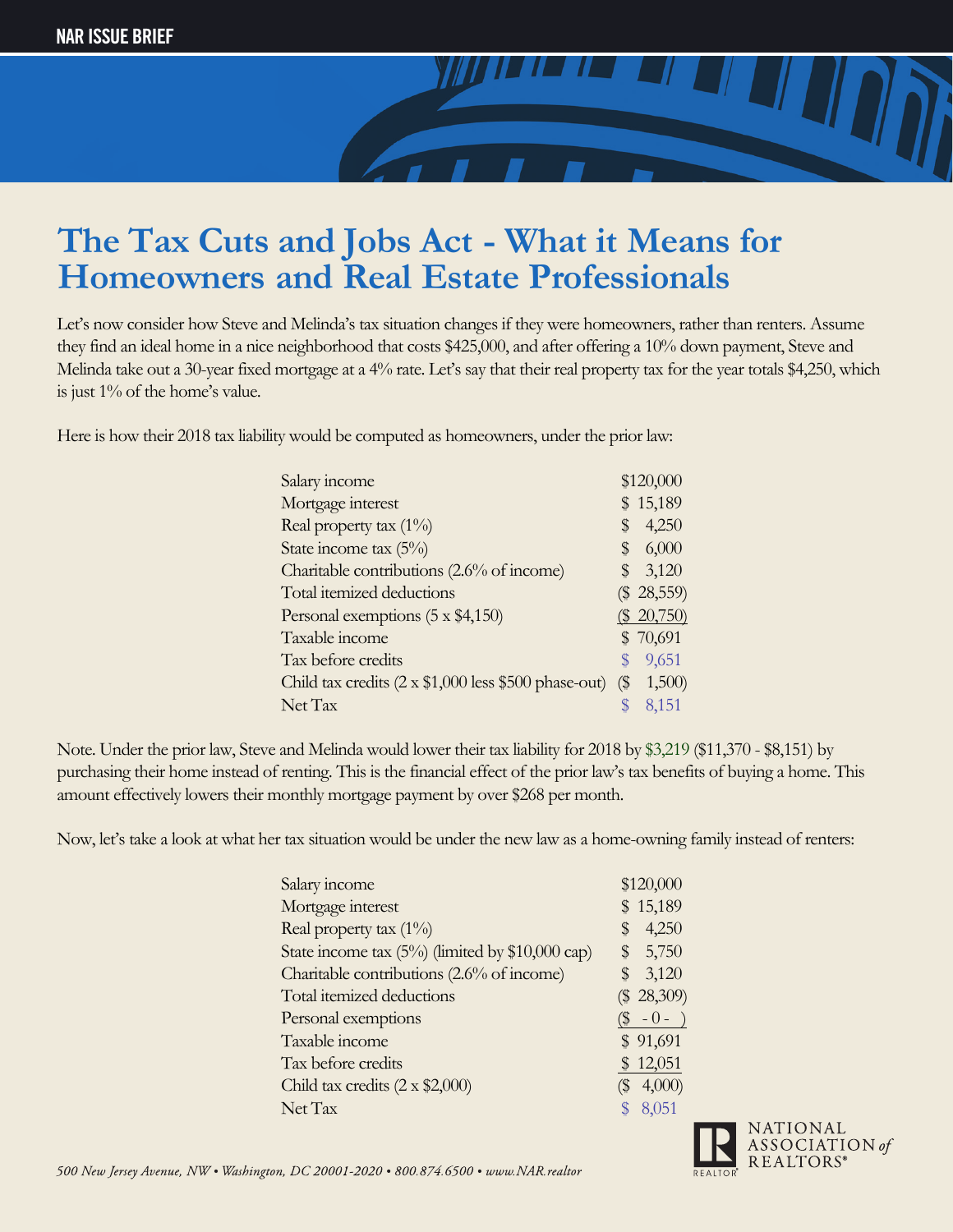# The Tax Cuts and Jobs Act - What it Means for Homeowners and Real Estate Professionals

Let's now consider how Steve and Melinda's tax situation changes if they were homeowners, rather than renters. Assume they find an ideal home in a nice neighborhood that costs $425,000, and after offering a 10% down payment, Steve and Melinda take out a 30-year fixed mortgage at a 4% rate. Let's say that their real property tax for the year totals $4,250, which is just 1% of the home's value.

Here is how their 2018 tax liability would be computed as homeowners, under the prior law:

| | |
|---|---|
| Salary income | $120,000 |
| Mortgage interest | $ 15,189 |
| Real property tax (1%) | $ 4,250 |
| State income tax (5%) | $ 6,000 |
| Charitable contributions (2.6% of income) | $ 3,120 |
| Total itemized deductions | ($ 28,559) |
| Personal exemptions (5 x $4,150) | ($ 20,750) |
| Taxable income | $ 70,691 |
| Tax before credits | $ 9,651 |
| Child tax credits (2 x $1,000 less $500 phase-out) | ($ 1,500) |
| Net Tax | $ 8,151 |

Note. Under the prior law, Steve and Melinda would lower their tax liability for 2018 by $3,219 ($11,370 - $8,151) by purchasing their home instead of renting. This is the financial effect of the prior law's tax benefits of buying a home. This amount effectively lowers their monthly mortgage payment by over $268 per month.

Now, let's take a look at what her tax situation would be under the new law as a home-owning family instead of renters:

| | |
|---|---|
| Salary income | $120,000 |
| Mortgage interest | $ 15,189 |
| Real property tax (1%) | $ 4,250 |
| State income tax (5%) (limited by $10,000 cap) | $ 5,750 |
| Charitable contributions (2.6% of income) | $ 3,120 |
| Total itemized deductions | ($ 28,309) |
| Personal exemptions | ($ - 0 - ) |
| Taxable income | $ 91,691 |
| Tax before credits | $ 12,051 |
| Child tax credits (2 x $2,000) | ($ 4,000) |
| Net Tax | $ 8,051 |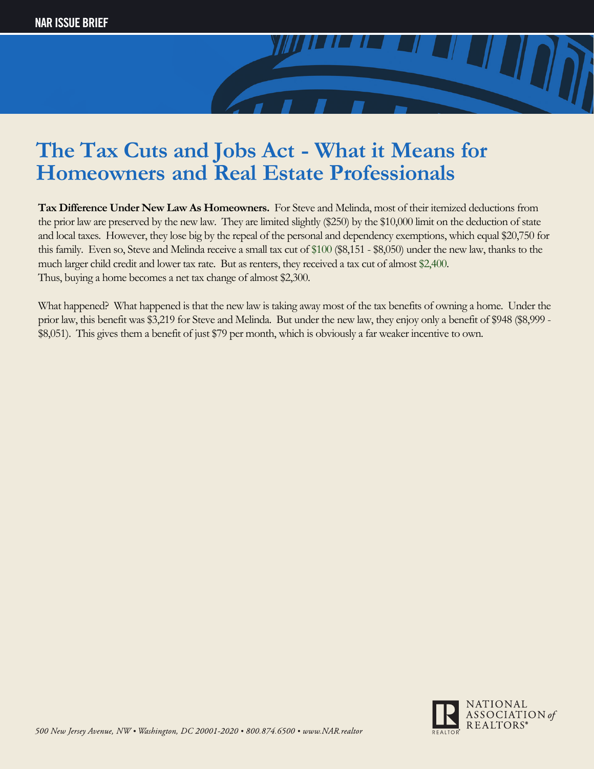# The Tax Cuts and Jobs Act - What it Means for Homeowners and Real Estate Professionals

**Tax Difference Under New Law As Homeowners.** For Steve and Melinda, most of their itemized deductions from the prior law are preserved by the new law. They are limited slightly ($250) by the $10,000 limit on the deduction of state and local taxes. However, they lose big by the repeal of the personal and dependency exemptions, which equal $20,750 for this family. Even so, Steve and Melinda receive a small tax cut of $100 ($8,151 - $8,050) under the new law, thanks to the much larger child credit and lower tax rate. But as renters, they received a tax cut of almost $2,400. Thus, buying a home becomes a net tax change of almost $2,300.

What happened? What happened is that the new law is taking away most of the tax benefits of owning a home. Under the prior law, this benefit was $3,219 for Steve and Melinda. But under the new law, they enjoy only a benefit of $948 ($8,999 - $8,051). This gives them a benefit of just $79 per month, which is obviously a far weaker incentive to own.